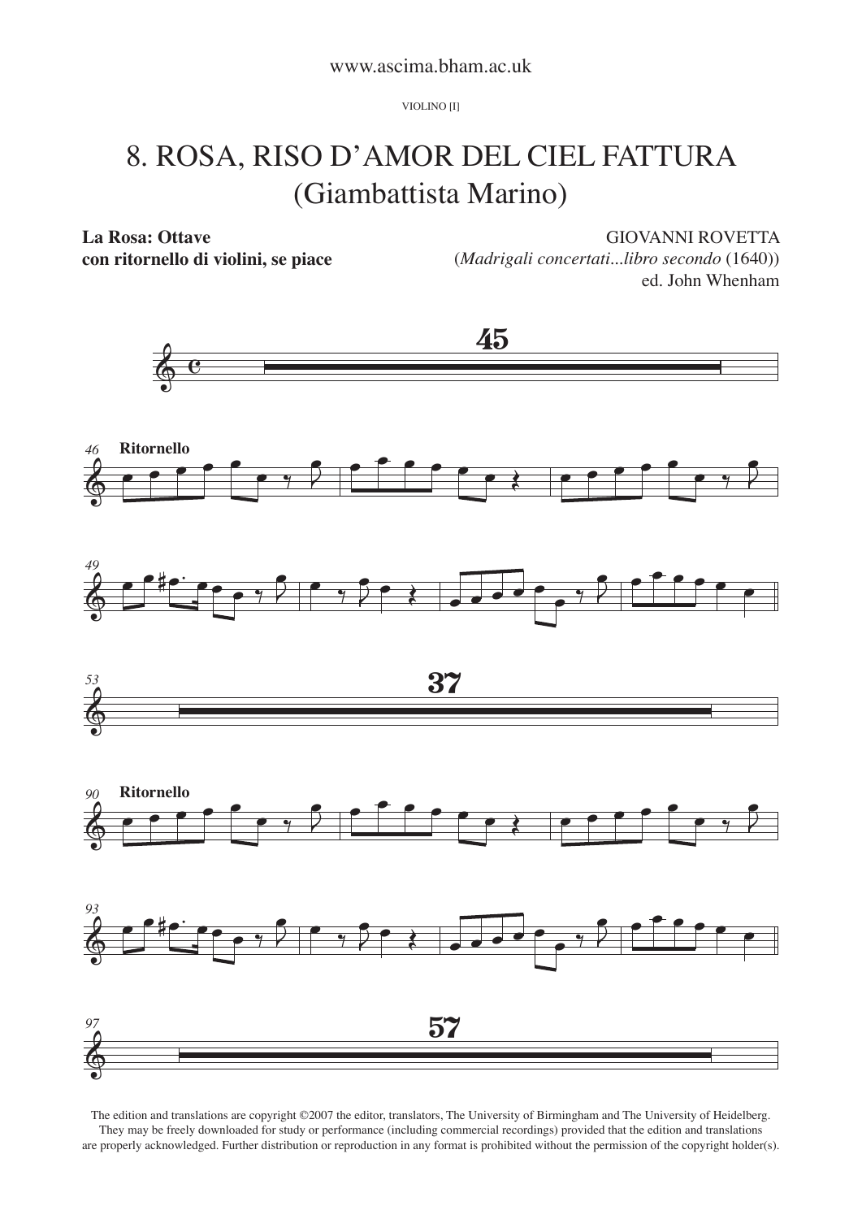www.ascima.bham.ac.uk

VIOLINO [I]

# 8. ROSA, RISO D'AMOR DEL CIEL FATTURA
# (Giambattista Marino)

**La Rosa: Ottave**
**con ritornello di violini, se piace**

GIOVANNI ROVETTA
(*Madrigali concertati...libro secondo* (1640))
ed. John Whenham

45

46 **Ritornello**

49

53 37

90 **Ritornello**

93

97 57

The edition and translations are copyright ©2007 the editor, translators, The University of Birmingham and The University of Heidelberg. They may be freely downloaded for study or performance (including commercial recordings) provided that the edition and translations are properly acknowledged. Further distribution or reproduction in any format is prohibited without the permission of the copyright holder(s).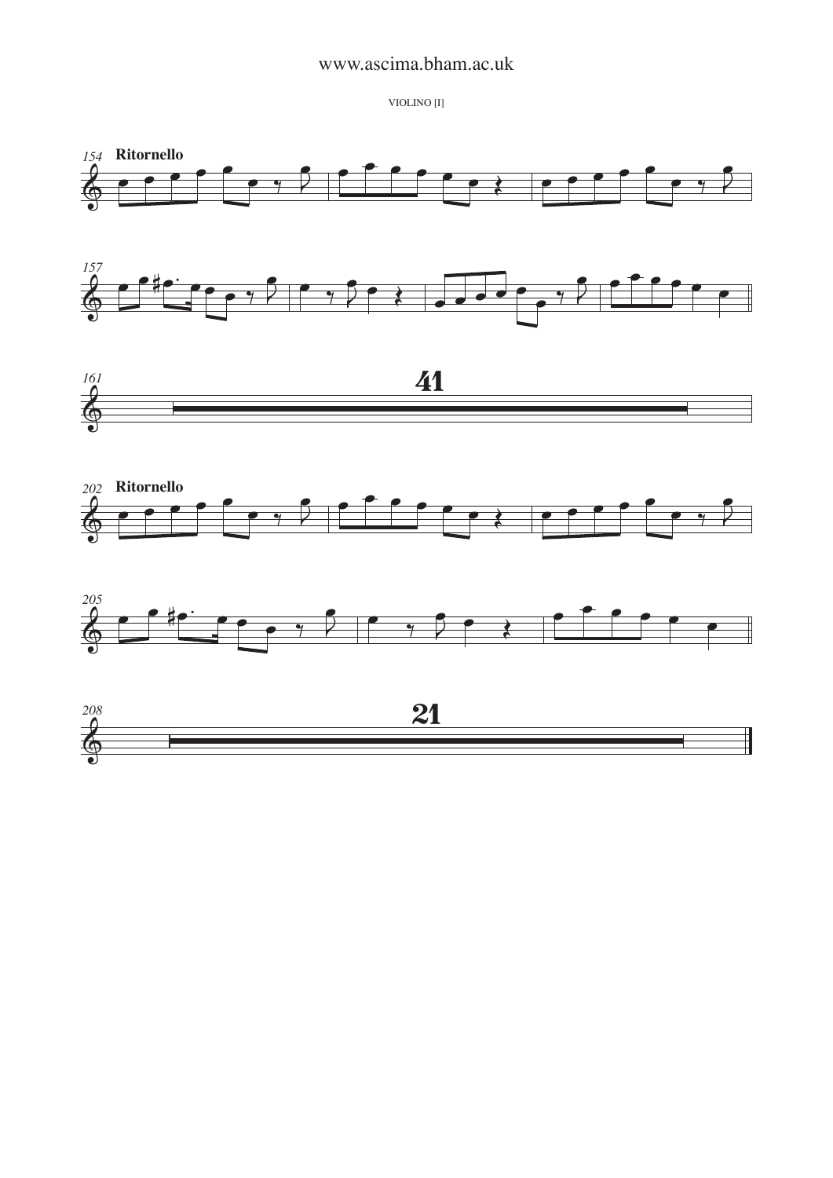www.ascima.bham.ac.uk

VIOLINO [I]

154 **Ritornello**

157

161 **41**

202 **Ritornello**

205

208 **21**